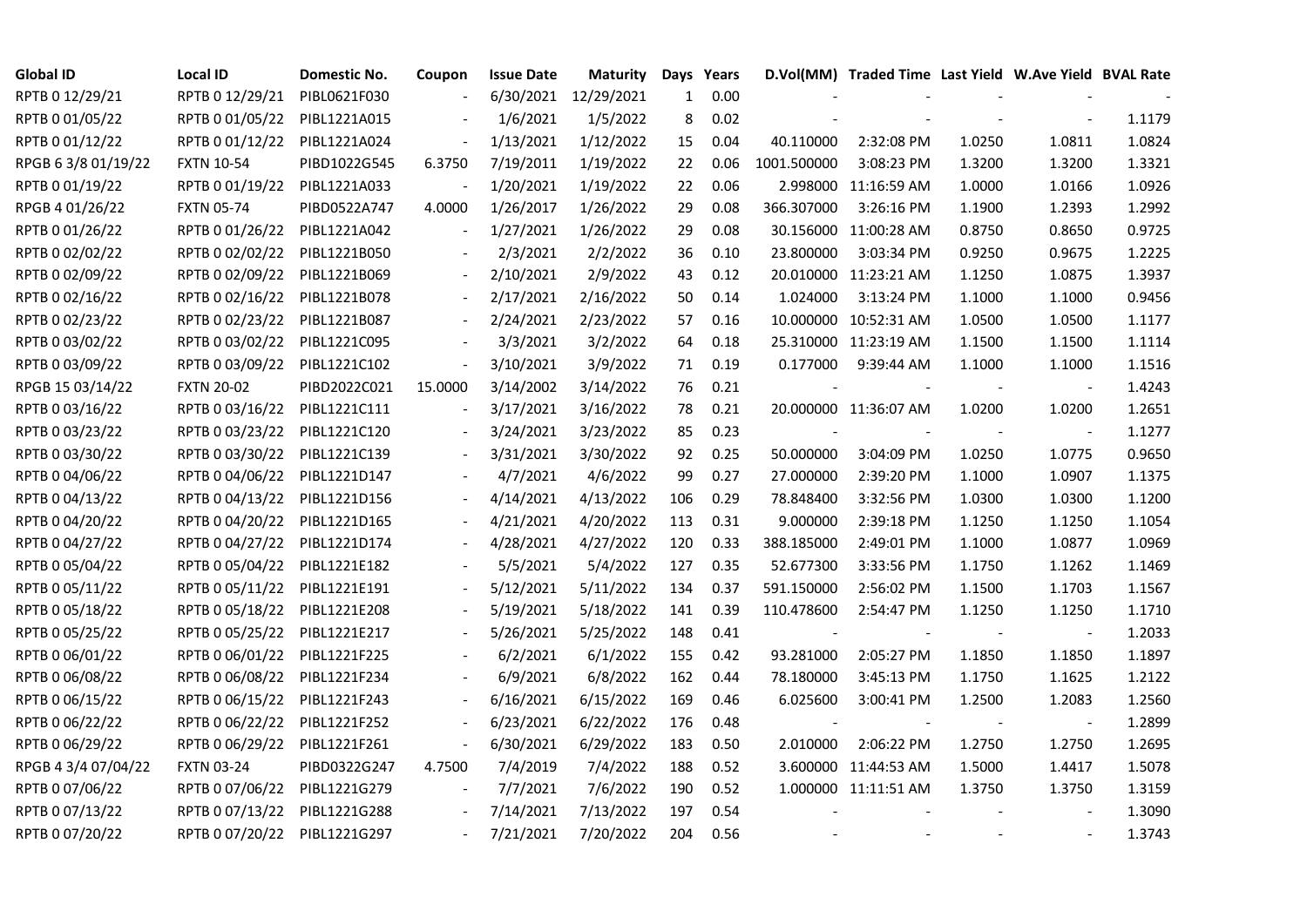| Global ID | Local ID | Domestic No. | Coupon | Issue Date | Maturity | Days | Years | D.Vol(MM) | Traded Time | Last Yield | W.Ave Yield | BVAL Rate |
|---|---|---|---|---|---|---|---|---|---|---|---|---|
| RPTB 0 12/29/21 | RPTB 0 12/29/21 | PIBL0621F030 | - | 6/30/2021 | 12/29/2021 | 1 | 0.00 | - | - | - | - | - |
| RPTB 0 01/05/22 | RPTB 0 01/05/22 | PIBL1221A015 | - | 1/6/2021 | 1/5/2022 | 8 | 0.02 | - | - | - | - | 1.1179 |
| RPTB 0 01/12/22 | RPTB 0 01/12/22 | PIBL1221A024 | - | 1/13/2021 | 1/12/2022 | 15 | 0.04 | 40.110000 | 2:32:08 PM | 1.0250 | 1.0811 | 1.0824 |
| RPGB 6 3/8 01/19/22 | FXTN 10-54 | PIBD1022G545 | 6.3750 | 7/19/2011 | 1/19/2022 | 22 | 0.06 | 1001.500000 | 3:08:23 PM | 1.3200 | 1.3200 | 1.3321 |
| RPTB 0 01/19/22 | RPTB 0 01/19/22 | PIBL1221A033 | - | 1/20/2021 | 1/19/2022 | 22 | 0.06 | 2.998000 | 11:16:59 AM | 1.0000 | 1.0166 | 1.0926 |
| RPGB 4 01/26/22 | FXTN 05-74 | PIBD0522A747 | 4.0000 | 1/26/2017 | 1/26/2022 | 29 | 0.08 | 366.307000 | 3:26:16 PM | 1.1900 | 1.2393 | 1.2992 |
| RPTB 0 01/26/22 | RPTB 0 01/26/22 | PIBL1221A042 | - | 1/27/2021 | 1/26/2022 | 29 | 0.08 | 30.156000 | 11:00:28 AM | 0.8750 | 0.8650 | 0.9725 |
| RPTB 0 02/02/22 | RPTB 0 02/02/22 | PIBL1221B050 | - | 2/3/2021 | 2/2/2022 | 36 | 0.10 | 23.800000 | 3:03:34 PM | 0.9250 | 0.9675 | 1.2225 |
| RPTB 0 02/09/22 | RPTB 0 02/09/22 | PIBL1221B069 | - | 2/10/2021 | 2/9/2022 | 43 | 0.12 | 20.010000 | 11:23:21 AM | 1.1250 | 1.0875 | 1.3937 |
| RPTB 0 02/16/22 | RPTB 0 02/16/22 | PIBL1221B078 | - | 2/17/2021 | 2/16/2022 | 50 | 0.14 | 1.024000 | 3:13:24 PM | 1.1000 | 1.1000 | 0.9456 |
| RPTB 0 02/23/22 | RPTB 0 02/23/22 | PIBL1221B087 | - | 2/24/2021 | 2/23/2022 | 57 | 0.16 | 10.000000 | 10:52:31 AM | 1.0500 | 1.0500 | 1.1177 |
| RPTB 0 03/02/22 | RPTB 0 03/02/22 | PIBL1221C095 | - | 3/3/2021 | 3/2/2022 | 64 | 0.18 | 25.310000 | 11:23:19 AM | 1.1500 | 1.1500 | 1.1114 |
| RPTB 0 03/09/22 | RPTB 0 03/09/22 | PIBL1221C102 | - | 3/10/2021 | 3/9/2022 | 71 | 0.19 | 0.177000 | 9:39:44 AM | 1.1000 | 1.1000 | 1.1516 |
| RPGB 15 03/14/22 | FXTN 20-02 | PIBD2022C021 | 15.0000 | 3/14/2002 | 3/14/2022 | 76 | 0.21 | - | - | - | - | 1.4243 |
| RPTB 0 03/16/22 | RPTB 0 03/16/22 | PIBL1221C111 | - | 3/17/2021 | 3/16/2022 | 78 | 0.21 | 20.000000 | 11:36:07 AM | 1.0200 | 1.0200 | 1.2651 |
| RPTB 0 03/23/22 | RPTB 0 03/23/22 | PIBL1221C120 | - | 3/24/2021 | 3/23/2022 | 85 | 0.23 | - | - | - | - | 1.1277 |
| RPTB 0 03/30/22 | RPTB 0 03/30/22 | PIBL1221C139 | - | 3/31/2021 | 3/30/2022 | 92 | 0.25 | 50.000000 | 3:04:09 PM | 1.0250 | 1.0775 | 0.9650 |
| RPTB 0 04/06/22 | RPTB 0 04/06/22 | PIBL1221D147 | - | 4/7/2021 | 4/6/2022 | 99 | 0.27 | 27.000000 | 2:39:20 PM | 1.1000 | 1.0907 | 1.1375 |
| RPTB 0 04/13/22 | RPTB 0 04/13/22 | PIBL1221D156 | - | 4/14/2021 | 4/13/2022 | 106 | 0.29 | 78.848400 | 3:32:56 PM | 1.0300 | 1.0300 | 1.1200 |
| RPTB 0 04/20/22 | RPTB 0 04/20/22 | PIBL1221D165 | - | 4/21/2021 | 4/20/2022 | 113 | 0.31 | 9.000000 | 2:39:18 PM | 1.1250 | 1.1250 | 1.1054 |
| RPTB 0 04/27/22 | RPTB 0 04/27/22 | PIBL1221D174 | - | 4/28/2021 | 4/27/2022 | 120 | 0.33 | 388.185000 | 2:49:01 PM | 1.1000 | 1.0877 | 1.0969 |
| RPTB 0 05/04/22 | RPTB 0 05/04/22 | PIBL1221E182 | - | 5/5/2021 | 5/4/2022 | 127 | 0.35 | 52.677300 | 3:33:56 PM | 1.1750 | 1.1262 | 1.1469 |
| RPTB 0 05/11/22 | RPTB 0 05/11/22 | PIBL1221E191 | - | 5/12/2021 | 5/11/2022 | 134 | 0.37 | 591.150000 | 2:56:02 PM | 1.1500 | 1.1703 | 1.1567 |
| RPTB 0 05/18/22 | RPTB 0 05/18/22 | PIBL1221E208 | - | 5/19/2021 | 5/18/2022 | 141 | 0.39 | 110.478600 | 2:54:47 PM | 1.1250 | 1.1250 | 1.1710 |
| RPTB 0 05/25/22 | RPTB 0 05/25/22 | PIBL1221E217 | - | 5/26/2021 | 5/25/2022 | 148 | 0.41 | - | - | - | - | 1.2033 |
| RPTB 0 06/01/22 | RPTB 0 06/01/22 | PIBL1221F225 | - | 6/2/2021 | 6/1/2022 | 155 | 0.42 | 93.281000 | 2:05:27 PM | 1.1850 | 1.1850 | 1.1897 |
| RPTB 0 06/08/22 | RPTB 0 06/08/22 | PIBL1221F234 | - | 6/9/2021 | 6/8/2022 | 162 | 0.44 | 78.180000 | 3:45:13 PM | 1.1750 | 1.1625 | 1.2122 |
| RPTB 0 06/15/22 | RPTB 0 06/15/22 | PIBL1221F243 | - | 6/16/2021 | 6/15/2022 | 169 | 0.46 | 6.025600 | 3:00:41 PM | 1.2500 | 1.2083 | 1.2560 |
| RPTB 0 06/22/22 | RPTB 0 06/22/22 | PIBL1221F252 | - | 6/23/2021 | 6/22/2022 | 176 | 0.48 | - | - | - | - | 1.2899 |
| RPTB 0 06/29/22 | RPTB 0 06/29/22 | PIBL1221F261 | - | 6/30/2021 | 6/29/2022 | 183 | 0.50 | 2.010000 | 2:06:22 PM | 1.2750 | 1.2750 | 1.2695 |
| RPGB 4 3/4 07/04/22 | FXTN 03-24 | PIBD0322G247 | 4.7500 | 7/4/2019 | 7/4/2022 | 188 | 0.52 | 3.600000 | 11:44:53 AM | 1.5000 | 1.4417 | 1.5078 |
| RPTB 0 07/06/22 | RPTB 0 07/06/22 | PIBL1221G279 | - | 7/7/2021 | 7/6/2022 | 190 | 0.52 | 1.000000 | 11:11:51 AM | 1.3750 | 1.3750 | 1.3159 |
| RPTB 0 07/13/22 | RPTB 0 07/13/22 | PIBL1221G288 | - | 7/14/2021 | 7/13/2022 | 197 | 0.54 | - | - | - | - | 1.3090 |
| RPTB 0 07/20/22 | RPTB 0 07/20/22 | PIBL1221G297 | - | 7/21/2021 | 7/20/2022 | 204 | 0.56 | - | - | - | - | 1.3743 |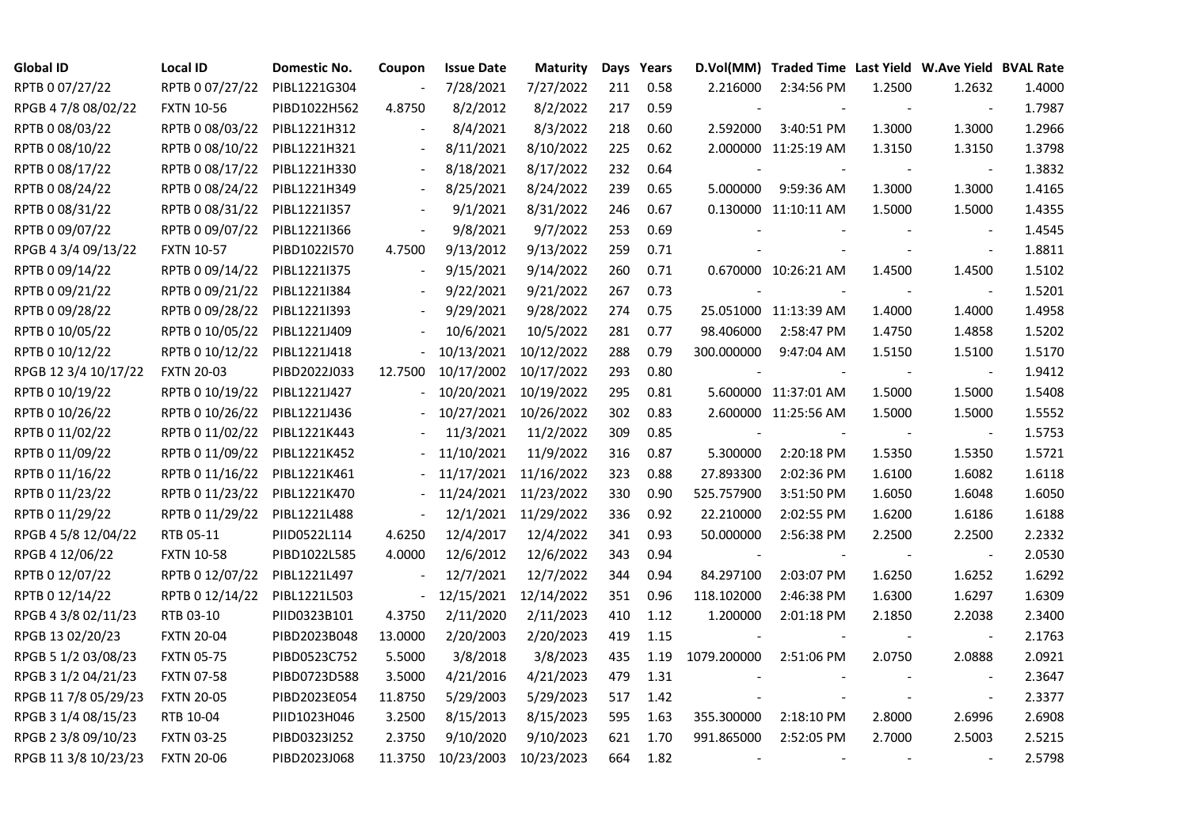| Global ID | Local ID | Domestic No. | Coupon | Issue Date | Maturity | Days | Years | D.Vol(MM) | Traded Time | Last Yield | W.Ave Yield | BVAL Rate |
|---|---|---|---|---|---|---|---|---|---|---|---|---|
| RPTB 0 07/27/22 | RPTB 0 07/27/22 | PIBL1221G304 | - | 7/28/2021 | 7/27/2022 | 211 | 0.58 | 2.216000 | 2:34:56 PM | 1.2500 | 1.2632 | 1.4000 |
| RPGB 4 7/8 08/02/22 | FXTN 10-56 | PIBD1022H562 | 4.8750 | 8/2/2012 | 8/2/2022 | 217 | 0.59 | - | - | - | - | 1.7987 |
| RPTB 0 08/03/22 | RPTB 0 08/03/22 | PIBL1221H312 | - | 8/4/2021 | 8/3/2022 | 218 | 0.60 | 2.592000 | 3:40:51 PM | 1.3000 | 1.3000 | 1.2966 |
| RPTB 0 08/10/22 | RPTB 0 08/10/22 | PIBL1221H321 | - | 8/11/2021 | 8/10/2022 | 225 | 0.62 | 2.000000 | 11:25:19 AM | 1.3150 | 1.3150 | 1.3798 |
| RPTB 0 08/17/22 | RPTB 0 08/17/22 | PIBL1221H330 | - | 8/18/2021 | 8/17/2022 | 232 | 0.64 | - | - | - | - | 1.3832 |
| RPTB 0 08/24/22 | RPTB 0 08/24/22 | PIBL1221H349 | - | 8/25/2021 | 8/24/2022 | 239 | 0.65 | 5.000000 | 9:59:36 AM | 1.3000 | 1.3000 | 1.4165 |
| RPTB 0 08/31/22 | RPTB 0 08/31/22 | PIBL1221I357 | - | 9/1/2021 | 8/31/2022 | 246 | 0.67 | 0.130000 | 11:10:11 AM | 1.5000 | 1.5000 | 1.4355 |
| RPTB 0 09/07/22 | RPTB 0 09/07/22 | PIBL1221I366 | - | 9/8/2021 | 9/7/2022 | 253 | 0.69 | - | - | - | - | 1.4545 |
| RPGB 4 3/4 09/13/22 | FXTN 10-57 | PIBD1022I570 | 4.7500 | 9/13/2012 | 9/13/2022 | 259 | 0.71 | - | - | - | - | 1.8811 |
| RPTB 0 09/14/22 | RPTB 0 09/14/22 | PIBL1221I375 | - | 9/15/2021 | 9/14/2022 | 260 | 0.71 | 0.670000 | 10:26:21 AM | 1.4500 | 1.4500 | 1.5102 |
| RPTB 0 09/21/22 | RPTB 0 09/21/22 | PIBL1221I384 | - | 9/22/2021 | 9/21/2022 | 267 | 0.73 | - | - | - | - | 1.5201 |
| RPTB 0 09/28/22 | RPTB 0 09/28/22 | PIBL1221I393 | - | 9/29/2021 | 9/28/2022 | 274 | 0.75 | 25.051000 | 11:13:39 AM | 1.4000 | 1.4000 | 1.4958 |
| RPTB 0 10/05/22 | RPTB 0 10/05/22 | PIBL1221J409 | - | 10/6/2021 | 10/5/2022 | 281 | 0.77 | 98.406000 | 2:58:47 PM | 1.4750 | 1.4858 | 1.5202 |
| RPTB 0 10/12/22 | RPTB 0 10/12/22 | PIBL1221J418 | - | 10/13/2021 | 10/12/2022 | 288 | 0.79 | 300.000000 | 9:47:04 AM | 1.5150 | 1.5100 | 1.5170 |
| RPGB 12 3/4 10/17/22 | FXTN 20-03 | PIBD2022J033 | 12.7500 | 10/17/2002 | 10/17/2022 | 293 | 0.80 | - | - | - | - | 1.9412 |
| RPTB 0 10/19/22 | RPTB 0 10/19/22 | PIBL1221J427 | - | 10/20/2021 | 10/19/2022 | 295 | 0.81 | 5.600000 | 11:37:01 AM | 1.5000 | 1.5000 | 1.5408 |
| RPTB 0 10/26/22 | RPTB 0 10/26/22 | PIBL1221J436 | - | 10/27/2021 | 10/26/2022 | 302 | 0.83 | 2.600000 | 11:25:56 AM | 1.5000 | 1.5000 | 1.5552 |
| RPTB 0 11/02/22 | RPTB 0 11/02/22 | PIBL1221K443 | - | 11/3/2021 | 11/2/2022 | 309 | 0.85 | - | - | - | - | 1.5753 |
| RPTB 0 11/09/22 | RPTB 0 11/09/22 | PIBL1221K452 | - | 11/10/2021 | 11/9/2022 | 316 | 0.87 | 5.300000 | 2:20:18 PM | 1.5350 | 1.5350 | 1.5721 |
| RPTB 0 11/16/22 | RPTB 0 11/16/22 | PIBL1221K461 | - | 11/17/2021 | 11/16/2022 | 323 | 0.88 | 27.893300 | 2:02:36 PM | 1.6100 | 1.6082 | 1.6118 |
| RPTB 0 11/23/22 | RPTB 0 11/23/22 | PIBL1221K470 | - | 11/24/2021 | 11/23/2022 | 330 | 0.90 | 525.757900 | 3:51:50 PM | 1.6050 | 1.6048 | 1.6050 |
| RPTB 0 11/29/22 | RPTB 0 11/29/22 | PIBL1221L488 | - | 12/1/2021 | 11/29/2022 | 336 | 0.92 | 22.210000 | 2:02:55 PM | 1.6200 | 1.6186 | 1.6188 |
| RPGB 4 5/8 12/04/22 | RTB 05-11 | PIID0522L114 | 4.6250 | 12/4/2017 | 12/4/2022 | 341 | 0.93 | 50.000000 | 2:56:38 PM | 2.2500 | 2.2500 | 2.2332 |
| RPGB 4 12/06/22 | FXTN 10-58 | PIBD1022L585 | 4.0000 | 12/6/2012 | 12/6/2022 | 343 | 0.94 | - | - | - | - | 2.0530 |
| RPTB 0 12/07/22 | RPTB 0 12/07/22 | PIBL1221L497 | - | 12/7/2021 | 12/7/2022 | 344 | 0.94 | 84.297100 | 2:03:07 PM | 1.6250 | 1.6252 | 1.6292 |
| RPTB 0 12/14/22 | RPTB 0 12/14/22 | PIBL1221L503 | - | 12/15/2021 | 12/14/2022 | 351 | 0.96 | 118.102000 | 2:46:38 PM | 1.6300 | 1.6297 | 1.6309 |
| RPGB 4 3/8 02/11/23 | RTB 03-10 | PIID0323B101 | 4.3750 | 2/11/2020 | 2/11/2023 | 410 | 1.12 | 1.200000 | 2:01:18 PM | 2.1850 | 2.2038 | 2.3400 |
| RPGB 13 02/20/23 | FXTN 20-04 | PIBD2023B048 | 13.0000 | 2/20/2003 | 2/20/2023 | 419 | 1.15 | - | - | - | - | 2.1763 |
| RPGB 5 1/2 03/08/23 | FXTN 05-75 | PIBD0523C752 | 5.5000 | 3/8/2018 | 3/8/2023 | 435 | 1.19 | 1079.200000 | 2:51:06 PM | 2.0750 | 2.0888 | 2.0921 |
| RPGB 3 1/2 04/21/23 | FXTN 07-58 | PIBD0723D588 | 3.5000 | 4/21/2016 | 4/21/2023 | 479 | 1.31 | - | - | - | - | 2.3647 |
| RPGB 11 7/8 05/29/23 | FXTN 20-05 | PIBD2023E054 | 11.8750 | 5/29/2003 | 5/29/2023 | 517 | 1.42 | - | - | - | - | 2.3377 |
| RPGB 3 1/4 08/15/23 | RTB 10-04 | PIID1023H046 | 3.2500 | 8/15/2013 | 8/15/2023 | 595 | 1.63 | 355.300000 | 2:18:10 PM | 2.8000 | 2.6996 | 2.6908 |
| RPGB 2 3/8 09/10/23 | FXTN 03-25 | PIBD0323I252 | 2.3750 | 9/10/2020 | 9/10/2023 | 621 | 1.70 | 991.865000 | 2:52:05 PM | 2.7000 | 2.5003 | 2.5215 |
| RPGB 11 3/8 10/23/23 | FXTN 20-06 | PIBD2023J068 | 11.3750 | 10/23/2003 | 10/23/2023 | 664 | 1.82 | - | - | - | - | 2.5798 |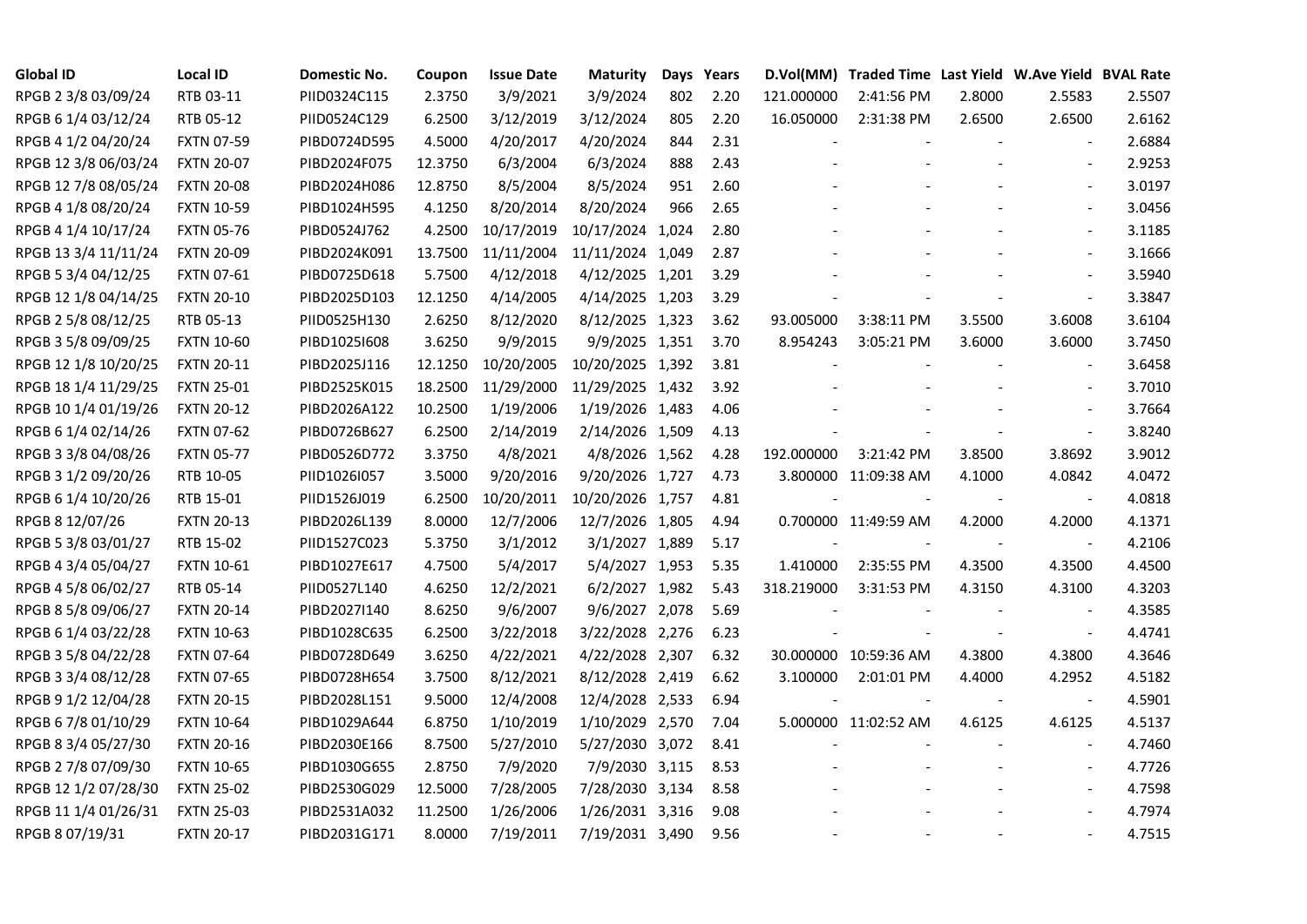| Global ID | Local ID | Domestic No. | Coupon | Issue Date | Maturity | Days | Years | D.Vol(MM) | Traded Time | Last Yield | W.Ave Yield | BVAL Rate |
|---|---|---|---|---|---|---|---|---|---|---|---|---|
| RPGB 2 3/8 03/09/24 | RTB 03-11 | PIID0324C115 | 2.3750 | 3/9/2021 | 3/9/2024 | 802 | 2.20 | 121.000000 | 2:41:56 PM | 2.8000 | 2.5583 | 2.5507 |
| RPGB 6 1/4 03/12/24 | RTB 05-12 | PIID0524C129 | 6.2500 | 3/12/2019 | 3/12/2024 | 805 | 2.20 | 16.050000 | 2:31:38 PM | 2.6500 | 2.6500 | 2.6162 |
| RPGB 4 1/2 04/20/24 | FXTN 07-59 | PIBD0724D595 | 4.5000 | 4/20/2017 | 4/20/2024 | 844 | 2.31 | - | - | - | - | 2.6884 |
| RPGB 12 3/8 06/03/24 | FXTN 20-07 | PIBD2024F075 | 12.3750 | 6/3/2004 | 6/3/2024 | 888 | 2.43 | - | - | - | - | 2.9253 |
| RPGB 12 7/8 08/05/24 | FXTN 20-08 | PIBD2024H086 | 12.8750 | 8/5/2004 | 8/5/2024 | 951 | 2.60 | - | - | - | - | 3.0197 |
| RPGB 4 1/8 08/20/24 | FXTN 10-59 | PIBD1024H595 | 4.1250 | 8/20/2014 | 8/20/2024 | 966 | 2.65 | - | - | - | - | 3.0456 |
| RPGB 4 1/4 10/17/24 | FXTN 05-76 | PIBD0524J762 | 4.2500 | 10/17/2019 | 10/17/2024 | 1,024 | 2.80 | - | - | - | - | 3.1185 |
| RPGB 13 3/4 11/11/24 | FXTN 20-09 | PIBD2024K091 | 13.7500 | 11/11/2004 | 11/11/2024 | 1,049 | 2.87 | - | - | - | - | 3.1666 |
| RPGB 5 3/4 04/12/25 | FXTN 07-61 | PIBD0725D618 | 5.7500 | 4/12/2018 | 4/12/2025 | 1,201 | 3.29 | - | - | - | - | 3.5940 |
| RPGB 12 1/8 04/14/25 | FXTN 20-10 | PIBD2025D103 | 12.1250 | 4/14/2005 | 4/14/2025 | 1,203 | 3.29 | - | - | - | - | 3.3847 |
| RPGB 2 5/8 08/12/25 | RTB 05-13 | PIID0525H130 | 2.6250 | 8/12/2020 | 8/12/2025 | 1,323 | 3.62 | 93.005000 | 3:38:11 PM | 3.5500 | 3.6008 | 3.6104 |
| RPGB 3 5/8 09/09/25 | FXTN 10-60 | PIBD1025I608 | 3.6250 | 9/9/2015 | 9/9/2025 | 1,351 | 3.70 | 8.954243 | 3:05:21 PM | 3.6000 | 3.6000 | 3.7450 |
| RPGB 12 1/8 10/20/25 | FXTN 20-11 | PIBD2025J116 | 12.1250 | 10/20/2005 | 10/20/2025 | 1,392 | 3.81 | - | - | - | - | 3.6458 |
| RPGB 18 1/4 11/29/25 | FXTN 25-01 | PIBD2525K015 | 18.2500 | 11/29/2000 | 11/29/2025 | 1,432 | 3.92 | - | - | - | - | 3.7010 |
| RPGB 10 1/4 01/19/26 | FXTN 20-12 | PIBD2026A122 | 10.2500 | 1/19/2006 | 1/19/2026 | 1,483 | 4.06 | - | - | - | - | 3.7664 |
| RPGB 6 1/4 02/14/26 | FXTN 07-62 | PIBD0726B627 | 6.2500 | 2/14/2019 | 2/14/2026 | 1,509 | 4.13 | - | - | - | - | 3.8240 |
| RPGB 3 3/8 04/08/26 | FXTN 05-77 | PIBD0526D772 | 3.3750 | 4/8/2021 | 4/8/2026 | 1,562 | 4.28 | 192.000000 | 3:21:42 PM | 3.8500 | 3.8692 | 3.9012 |
| RPGB 3 1/2 09/20/26 | RTB 10-05 | PIID1026I057 | 3.5000 | 9/20/2016 | 9/20/2026 | 1,727 | 4.73 | 3.800000 | 11:09:38 AM | 4.1000 | 4.0842 | 4.0472 |
| RPGB 6 1/4 10/20/26 | RTB 15-01 | PIID1526J019 | 6.2500 | 10/20/2011 | 10/20/2026 | 1,757 | 4.81 | - | - | - | - | 4.0818 |
| RPGB 8 12/07/26 | FXTN 20-13 | PIBD2026L139 | 8.0000 | 12/7/2006 | 12/7/2026 | 1,805 | 4.94 | 0.700000 | 11:49:59 AM | 4.2000 | 4.2000 | 4.1371 |
| RPGB 5 3/8 03/01/27 | RTB 15-02 | PIID1527C023 | 5.3750 | 3/1/2012 | 3/1/2027 | 1,889 | 5.17 | - | - | - | - | 4.2106 |
| RPGB 4 3/4 05/04/27 | FXTN 10-61 | PIBD1027E617 | 4.7500 | 5/4/2017 | 5/4/2027 | 1,953 | 5.35 | 1.410000 | 2:35:55 PM | 4.3500 | 4.3500 | 4.4500 |
| RPGB 4 5/8 06/02/27 | RTB 05-14 | PIID0527L140 | 4.6250 | 12/2/2021 | 6/2/2027 | 1,982 | 5.43 | 318.219000 | 3:31:53 PM | 4.3150 | 4.3100 | 4.3203 |
| RPGB 8 5/8 09/06/27 | FXTN 20-14 | PIBD2027I140 | 8.6250 | 9/6/2007 | 9/6/2027 | 2,078 | 5.69 | - | - | - | - | 4.3585 |
| RPGB 6 1/4 03/22/28 | FXTN 10-63 | PIBD1028C635 | 6.2500 | 3/22/2018 | 3/22/2028 | 2,276 | 6.23 | - | - | - | - | 4.4741 |
| RPGB 3 5/8 04/22/28 | FXTN 07-64 | PIBD0728D649 | 3.6250 | 4/22/2021 | 4/22/2028 | 2,307 | 6.32 | 30.000000 | 10:59:36 AM | 4.3800 | 4.3800 | 4.3646 |
| RPGB 3 3/4 08/12/28 | FXTN 07-65 | PIBD0728H654 | 3.7500 | 8/12/2021 | 8/12/2028 | 2,419 | 6.62 | 3.100000 | 2:01:01 PM | 4.4000 | 4.2952 | 4.5182 |
| RPGB 9 1/2 12/04/28 | FXTN 20-15 | PIBD2028L151 | 9.5000 | 12/4/2008 | 12/4/2028 | 2,533 | 6.94 | - | - | - | - | 4.5901 |
| RPGB 6 7/8 01/10/29 | FXTN 10-64 | PIBD1029A644 | 6.8750 | 1/10/2019 | 1/10/2029 | 2,570 | 7.04 | 5.000000 | 11:02:52 AM | 4.6125 | 4.6125 | 4.5137 |
| RPGB 8 3/4 05/27/30 | FXTN 20-16 | PIBD2030E166 | 8.7500 | 5/27/2010 | 5/27/2030 | 3,072 | 8.41 | - | - | - | - | 4.7460 |
| RPGB 2 7/8 07/09/30 | FXTN 10-65 | PIBD1030G655 | 2.8750 | 7/9/2020 | 7/9/2030 | 3,115 | 8.53 | - | - | - | - | 4.7726 |
| RPGB 12 1/2 07/28/30 | FXTN 25-02 | PIBD2530G029 | 12.5000 | 7/28/2005 | 7/28/2030 | 3,134 | 8.58 | - | - | - | - | 4.7598 |
| RPGB 11 1/4 01/26/31 | FXTN 25-03 | PIBD2531A032 | 11.2500 | 1/26/2006 | 1/26/2031 | 3,316 | 9.08 | - | - | - | - | 4.7974 |
| RPGB 8 07/19/31 | FXTN 20-17 | PIBD2031G171 | 8.0000 | 7/19/2011 | 7/19/2031 | 3,490 | 9.56 | - | - | - | - | 4.7515 |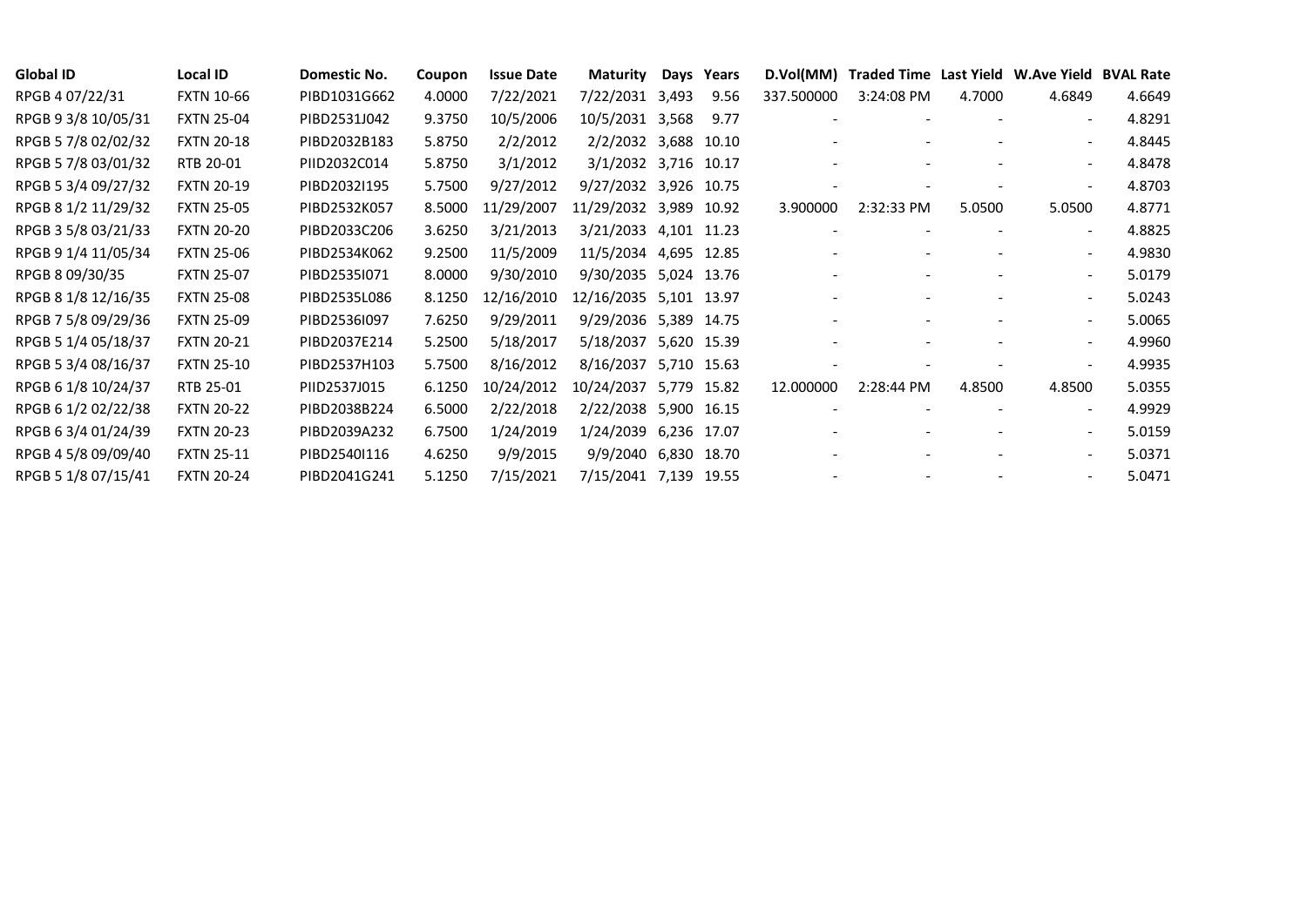| Global ID | Local ID | Domestic No. | Coupon | Issue Date | Maturity | Days | Years | D.Vol(MM) | Traded Time | Last Yield | W.Ave Yield | BVAL Rate |
|---|---|---|---|---|---|---|---|---|---|---|---|---|
| RPGB 4 07/22/31 | FXTN 10-66 | PIBD1031G662 | 4.0000 | 7/22/2021 | 7/22/2031 | 3,493 | 9.56 | 337.500000 | 3:24:08 PM | 4.7000 | 4.6849 | 4.6649 |
| RPGB 9 3/8 10/05/31 | FXTN 25-04 | PIBD2531J042 | 9.3750 | 10/5/2006 | 10/5/2031 | 3,568 | 9.77 | - | - | - | - | 4.8291 |
| RPGB 5 7/8 02/02/32 | FXTN 20-18 | PIBD2032B183 | 5.8750 | 2/2/2012 | 2/2/2032 | 3,688 | 10.10 | - | - | - | - | 4.8445 |
| RPGB 5 7/8 03/01/32 | RTB 20-01 | PIID2032C014 | 5.8750 | 3/1/2012 | 3/1/2032 | 3,716 | 10.17 | - | - | - | - | 4.8478 |
| RPGB 5 3/4 09/27/32 | FXTN 20-19 | PIBD2032I195 | 5.7500 | 9/27/2012 | 9/27/2032 | 3,926 | 10.75 | - | - | - | - | 4.8703 |
| RPGB 8 1/2 11/29/32 | FXTN 25-05 | PIBD2532K057 | 8.5000 | 11/29/2007 | 11/29/2032 | 3,989 | 10.92 | 3.900000 | 2:32:33 PM | 5.0500 | 5.0500 | 4.8771 |
| RPGB 3 5/8 03/21/33 | FXTN 20-20 | PIBD2033C206 | 3.6250 | 3/21/2013 | 3/21/2033 | 4,101 | 11.23 | - | - | - | - | 4.8825 |
| RPGB 9 1/4 11/05/34 | FXTN 25-06 | PIBD2534K062 | 9.2500 | 11/5/2009 | 11/5/2034 | 4,695 | 12.85 | - | - | - | - | 4.9830 |
| RPGB 8 09/30/35 | FXTN 25-07 | PIBD2535I071 | 8.0000 | 9/30/2010 | 9/30/2035 | 5,024 | 13.76 | - | - | - | - | 5.0179 |
| RPGB 8 1/8 12/16/35 | FXTN 25-08 | PIBD2535L086 | 8.1250 | 12/16/2010 | 12/16/2035 | 5,101 | 13.97 | - | - | - | - | 5.0243 |
| RPGB 7 5/8 09/29/36 | FXTN 25-09 | PIBD2536I097 | 7.6250 | 9/29/2011 | 9/29/2036 | 5,389 | 14.75 | - | - | - | - | 5.0065 |
| RPGB 5 1/4 05/18/37 | FXTN 20-21 | PIBD2037E214 | 5.2500 | 5/18/2017 | 5/18/2037 | 5,620 | 15.39 | - | - | - | - | 4.9960 |
| RPGB 5 3/4 08/16/37 | FXTN 25-10 | PIBD2537H103 | 5.7500 | 8/16/2012 | 8/16/2037 | 5,710 | 15.63 | - | - | - | - | 4.9935 |
| RPGB 6 1/8 10/24/37 | RTB 25-01 | PIID2537J015 | 6.1250 | 10/24/2012 | 10/24/2037 | 5,779 | 15.82 | 12.000000 | 2:28:44 PM | 4.8500 | 4.8500 | 5.0355 |
| RPGB 6 1/2 02/22/38 | FXTN 20-22 | PIBD2038B224 | 6.5000 | 2/22/2018 | 2/22/2038 | 5,900 | 16.15 | - | - | - | - | 4.9929 |
| RPGB 6 3/4 01/24/39 | FXTN 20-23 | PIBD2039A232 | 6.7500 | 1/24/2019 | 1/24/2039 | 6,236 | 17.07 | - | - | - | - | 5.0159 |
| RPGB 4 5/8 09/09/40 | FXTN 25-11 | PIBD2540I116 | 4.6250 | 9/9/2015 | 9/9/2040 | 6,830 | 18.70 | - | - | - | - | 5.0371 |
| RPGB 5 1/8 07/15/41 | FXTN 20-24 | PIBD2041G241 | 5.1250 | 7/15/2021 | 7/15/2041 | 7,139 | 19.55 | - | - | - | - | 5.0471 |